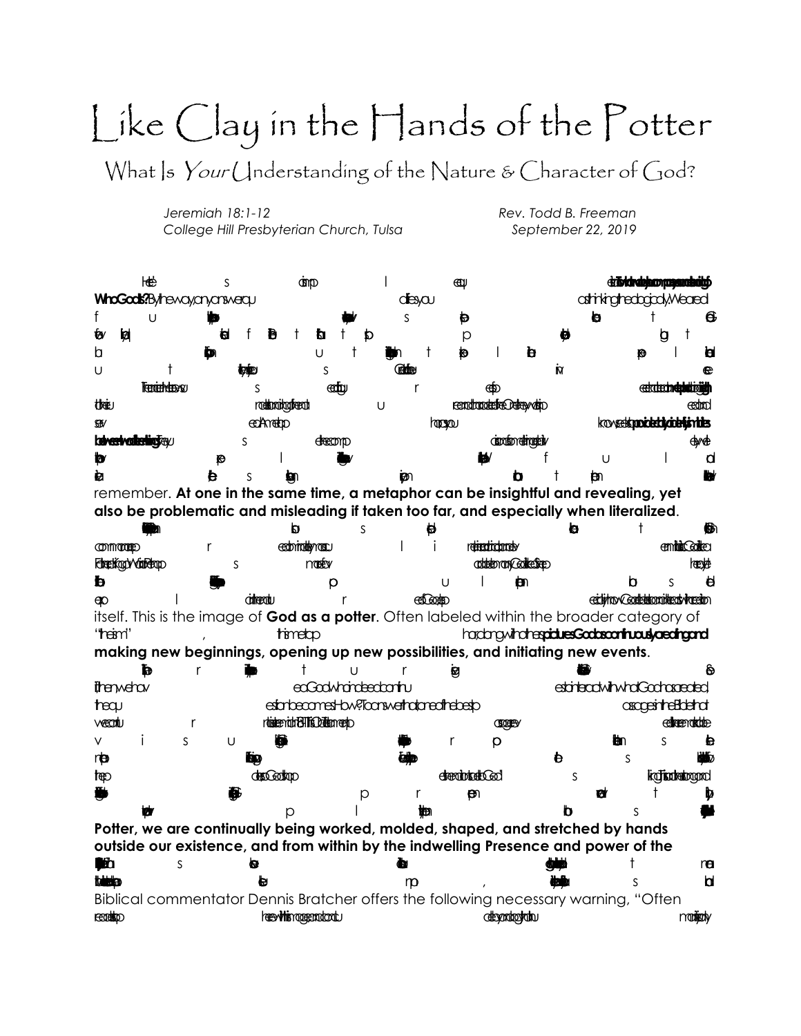# Like Clay in the Hands of the Potter

## What Is *Your* Understanding of the Nature & Character of God?

*Jeremiah 18:1-12*
*College Hill Presbyterian Church, Tulsa*

*Rev. Todd B. Freeman*
*September 22, 2019*

remember. **At one in the same time, a metaphor can be insightful and revealing, yet also be problematic and misleading if taken too far, and especially when literalized**.

itself. This is the image of **God as a potter**. Often labeled within the broader category of

**making new beginnings, opening up new possibilities, and initiating new events**.

**Potter, we are continually being worked, molded, shaped, and stretched by hands outside our existence, and from within by the indwelling Presence and power of the**

Biblical commentator Dennis Bratcher offers the following necessary warning, “Often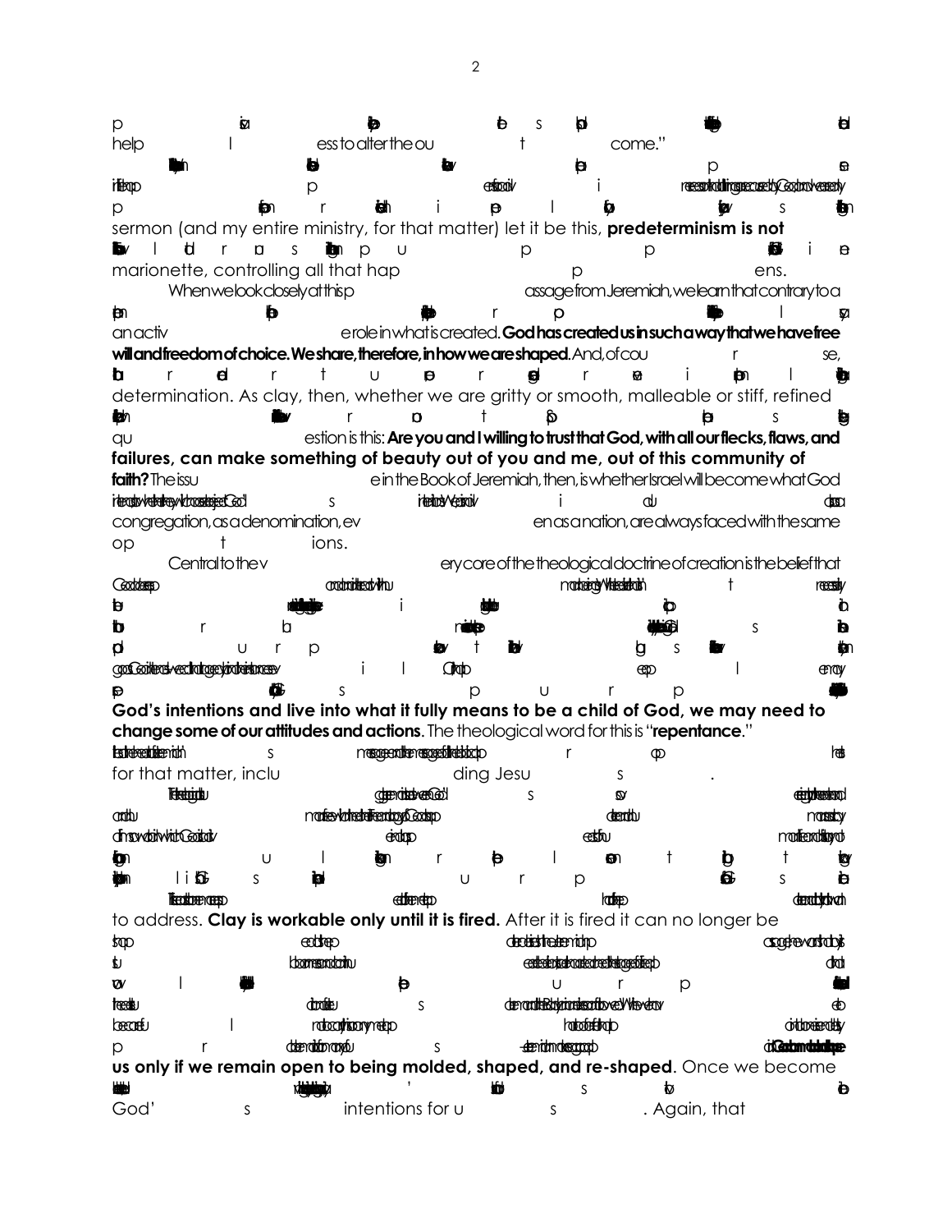helpless to alter the outcome."

sermon (and my entire ministry, for that matter) let it be this, **predeterminism is not**

marionette, controlling all that happens.

When we look closely at this passage from Jeremiah, we learn that contrary to a

an active role in what is created. **God has created us in such a way that we have free will and freedom of choice. We share, therefore, in how we are shaped.** And, of course,

determination. As clay, then, whether we are gritty or smooth, malleable or stiff, refined

question is this: **Are you and I willing to trust that God, with all our flecks, flaws, and failures, can make something of beauty out of you and me, out of this community of faith?** The issue in the Book of Jeremiah, then, is whether Israel will become what God

congregation, as a denomination, even as a nation, are always faced with the same options.

Central to the very core of the theological doctrine of creation is the belief that

**God's intentions and live into what it fully means to be a child of God, we may need to change some of our attitudes and actions**. The theological word for this is "**repentance**."

for that matter, including Jesus.

to address. **Clay is workable only until it is fired.** After it is fired it can no longer be

**us only if we remain open to being molded, shaped, and re-shaped**. Once we become

God's intentions for us. Again, that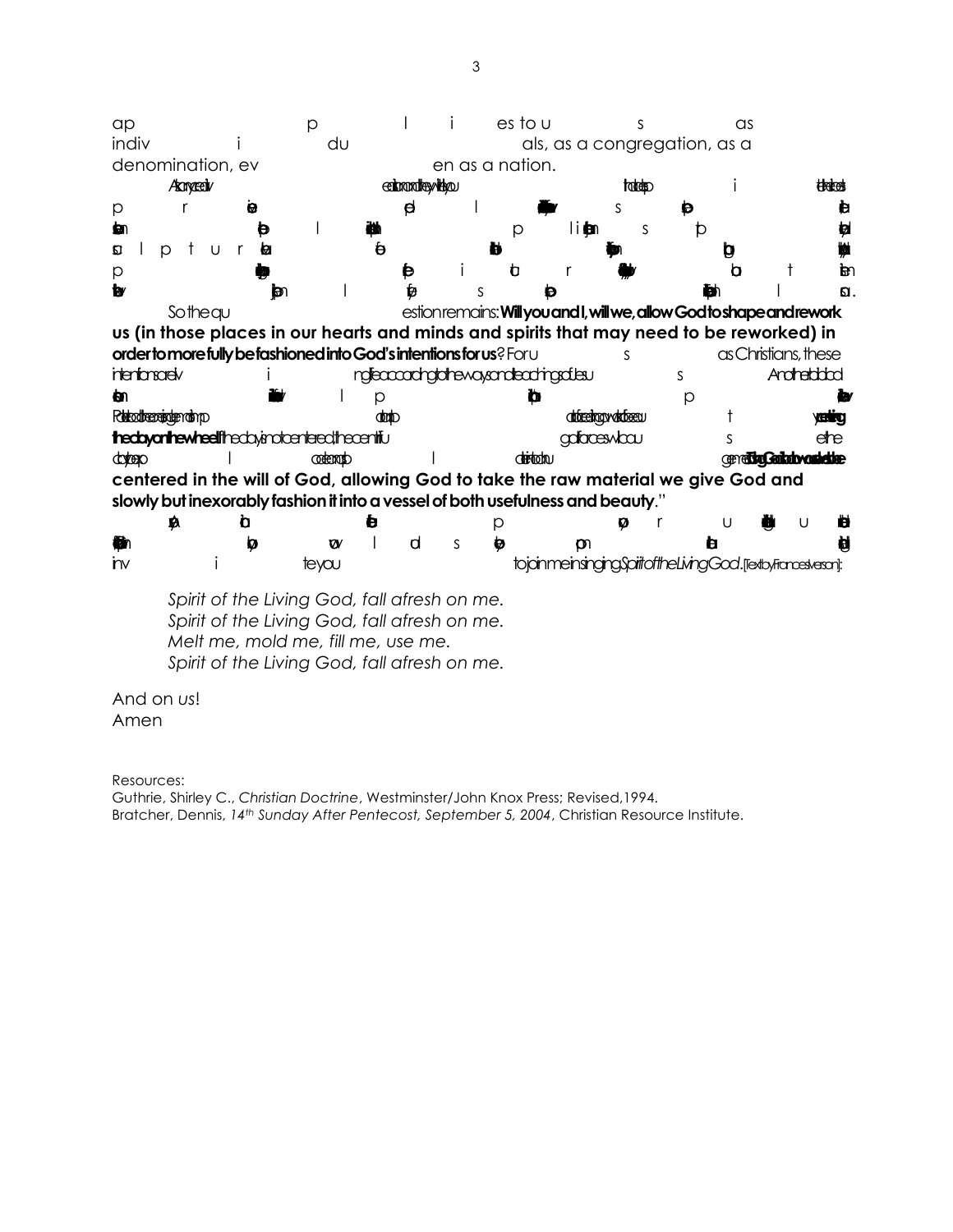applies to us as individuals, as a congregation, as a denomination, even as a nation.

So the question remains: **Will you and I, will we, allow God to shape and rework us (in those places in our hearts and minds and spirits that may need to be reworked) in order to more fully be fashioned into God's intentions for us?** For us as Christians, these intentions are l... ng life according to the ways and teachings of Jesus. Another...

...**the clay on the wheel!** The clay is not centered, the centrifugal forces w... cause the ... **centered in the will of God, allowing God to take the raw material we give God and slowly but inexorably fashion it into a vessel of both usefulness and beauty**."

...invite you to join me in singing *Spirit of the Living God*. [Text by Frances Iverson]:

> *Spirit of the Living God, fall afresh on me.*
> *Spirit of the Living God, fall afresh on me.*
> *Melt me, mold me, fill me, use me.*
> *Spirit of the Living God, fall afresh on me.*

And on *us*!
Amen

Resources:
Guthrie, Shirley C., *Christian Doctrine*, Westminster/John Knox Press; Revised,1994.
Bratcher, Dennis, *14th Sunday After Pentecost, September 5, 2004*, Christian Resource Institute.